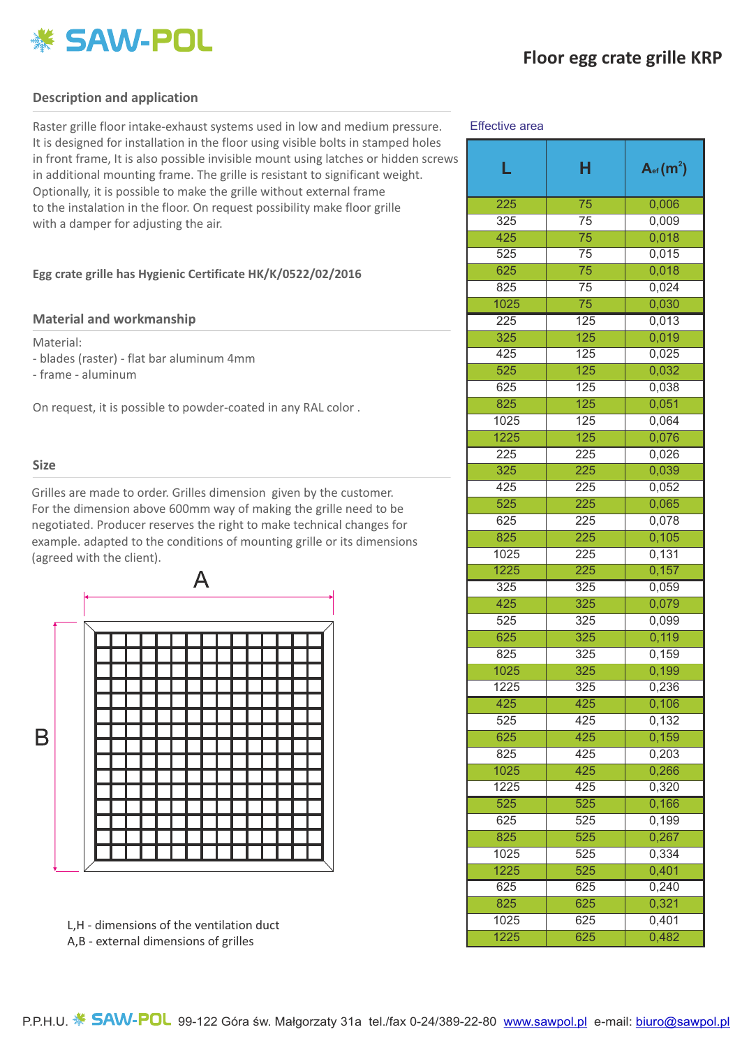# Floor egg crate grille KRP

## Description and application

Raster grille floor intake-exhaust systems used in low and medium pressure. It is designed for installation in the floor using visible bolts in stamped holes in front frame, It is also possible invisible mount using latches or hidden screws in additional mounting frame. The grille is resistant to significant weight. Optionally, it is possible to make the grille without external frame to the instalation in the floor. On request possibility make floor grille with a damper for adjusting the air.

**Egg crate grille has Hygienic Certificate HK/K/0522/02/2016**

## Material and workmanship

Material:
- blades (raster) - flat bar aluminum 4mm
- frame - aluminum

On request, it is possible to powder-coated in any RAL color .

## Size

Grilles are made to order. Grilles dimension given by the customer. For the dimension above 600mm way of making the grille need to be negotiated. Producer reserves the right to make technical changes for example. adapted to the conditions of mounting grille or its dimensions (agreed with the client).

A

B

L,H - dimensions of the ventilation duct
A,B - external dimensions of grilles

Effective area

| L | H | $A_{ef}$ ($m^2$) |
|---|---|---|
| 225 | 75 | 0,006 |
| 325 | 75 | 0,009 |
| 425 | 75 | 0,018 |
| 525 | 75 | 0,015 |
| 625 | 75 | 0,018 |
| 825 | 75 | 0,024 |
| 1025 | 75 | 0,030 |
| 225 | 125 | 0,013 |
| 325 | 125 | 0,019 |
| 425 | 125 | 0,025 |
| 525 | 125 | 0,032 |
| 625 | 125 | 0,038 |
| 825 | 125 | 0,051 |
| 1025 | 125 | 0,064 |
| 1225 | 125 | 0,076 |
| 225 | 225 | 0,026 |
| 325 | 225 | 0,039 |
| 425 | 225 | 0,052 |
| 525 | 225 | 0,065 |
| 625 | 225 | 0,078 |
| 825 | 225 | 0,105 |
| 1025 | 225 | 0,131 |
| 1225 | 225 | 0,157 |
| 325 | 325 | 0,059 |
| 425 | 325 | 0,079 |
| 525 | 325 | 0,099 |
| 625 | 325 | 0,119 |
| 825 | 325 | 0,159 |
| 1025 | 325 | 0,199 |
| 1225 | 325 | 0,236 |
| 425 | 425 | 0,106 |
| 525 | 425 | 0,132 |
| 625 | 425 | 0,159 |
| 825 | 425 | 0,203 |
| 1025 | 425 | 0,266 |
| 1225 | 425 | 0,320 |
| 525 | 525 | 0,166 |
| 625 | 525 | 0,199 |
| 825 | 525 | 0,267 |
| 1025 | 525 | 0,334 |
| 1225 | 525 | 0,401 |
| 625 | 625 | 0,240 |
| 825 | 625 | 0,321 |
| 1025 | 625 | 0,401 |
| 1225 | 625 | 0,482 |

P.P.H.U. SAW-POL 99-122 Góra św. Małgorzaty 31a tel./fax 0-24/389-22-80 www.sawpol.pl e-mail: biuro@sawpol.pl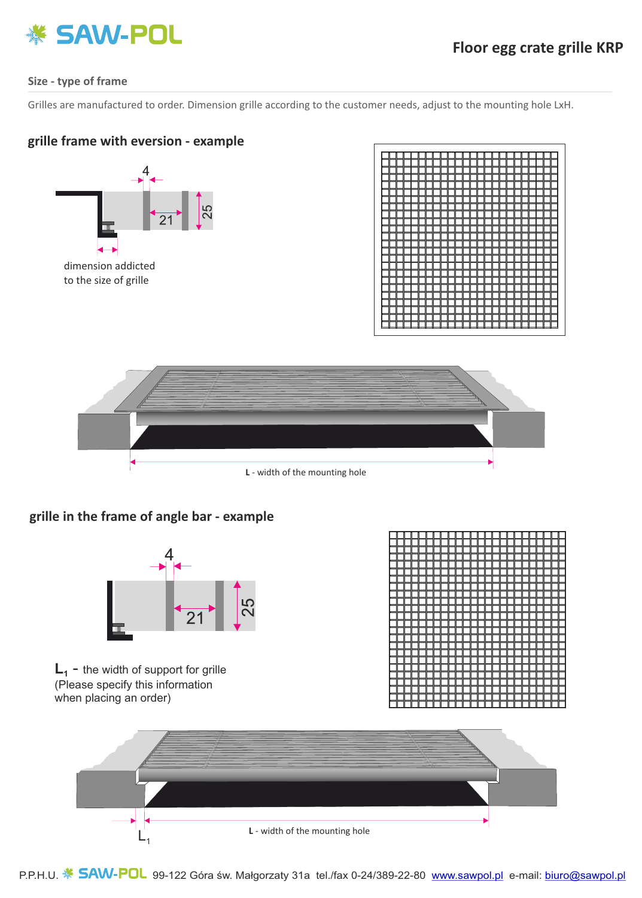# Floor egg crate grille KRP

## Size - type of frame

Grilles are manufactured to order. Dimension grille according to the customer needs, adjust to the mounting hole LxH.

### grille frame with eversion - example

4

21

25

dimension addicted to the size of grille

**L** - width of the mounting hole

### grille in the frame of angle bar - example

4

21

25

$L_1$ - the width of support for grille (Please specify this information when placing an order)

$L_1$

**L** - width of the mounting hole

P.P.H.U. SAW-POL 99-122 Góra św. Małgorzaty 31a tel./fax 0-24/389-22-80 www.sawpol.pl e-mail: biuro@sawpol.pl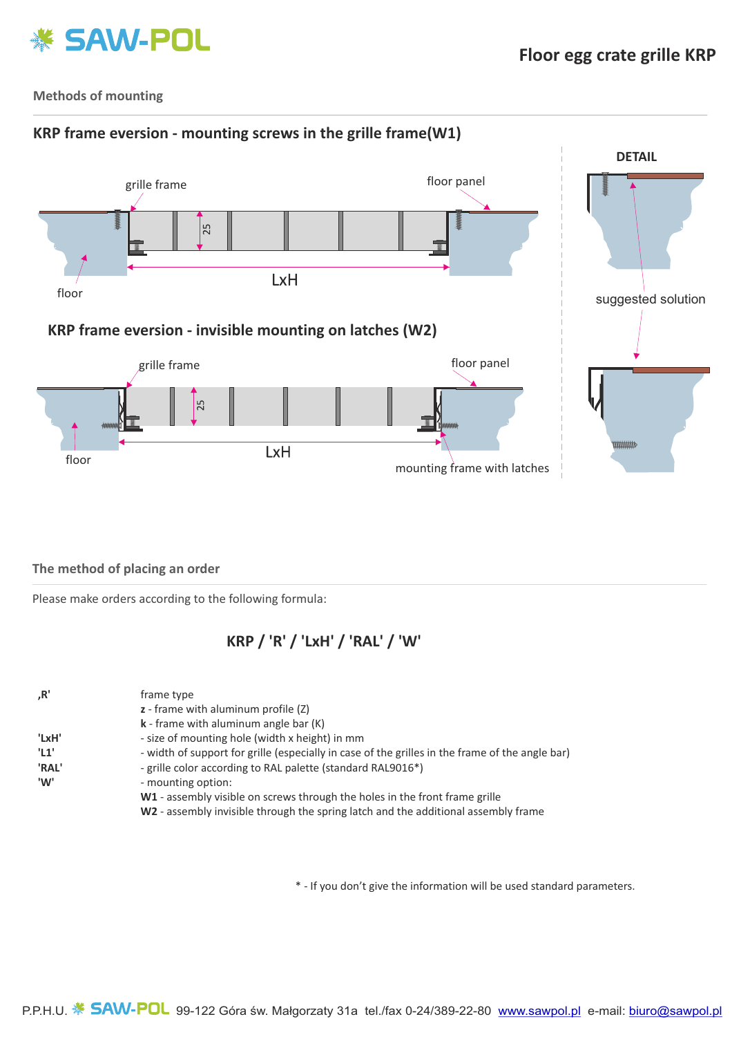# Floor egg crate grille KRP

## Methods of mounting

### KRP frame eversion - mounting screws in the grille frame(W1)

grille frame

floor panel

25

floor

LxH

DETAIL

suggested solution

### KRP frame eversion - invisible mounting on latches (W2)

grille frame

floor panel

25

floor

LxH

mounting frame with latches

## The method of placing an order

Please make orders according to the following formula:

**KRP / 'R' / 'LxH' / 'RAL' / 'W'**

| | |
|---|---|
| **,R'** | frame type<br>**z** - frame with aluminum profile (Z)<br>**k** - frame with aluminum angle bar (K) |
| **'LxH'** | - size of mounting hole (width x height) in mm |
| **'L1'** | - width of support for grille (especially in case of the grilles in the frame of the angle bar) |
| **'RAL'** | - grille color according to RAL palette (standard RAL9016*) |
| **'W'** | - mounting option:<br>**W1** - assembly visible on screws through the holes in the front frame grille<br>**W2** - assembly invisible through the spring latch and the additional assembly frame |

* - If you don't give the information will be used standard parameters.

P.P.H.U. SAW-POL 99-122 Góra św. Małgorzaty 31a tel./fax 0-24/389-22-80 www.sawpol.pl e-mail: biuro@sawpol.pl